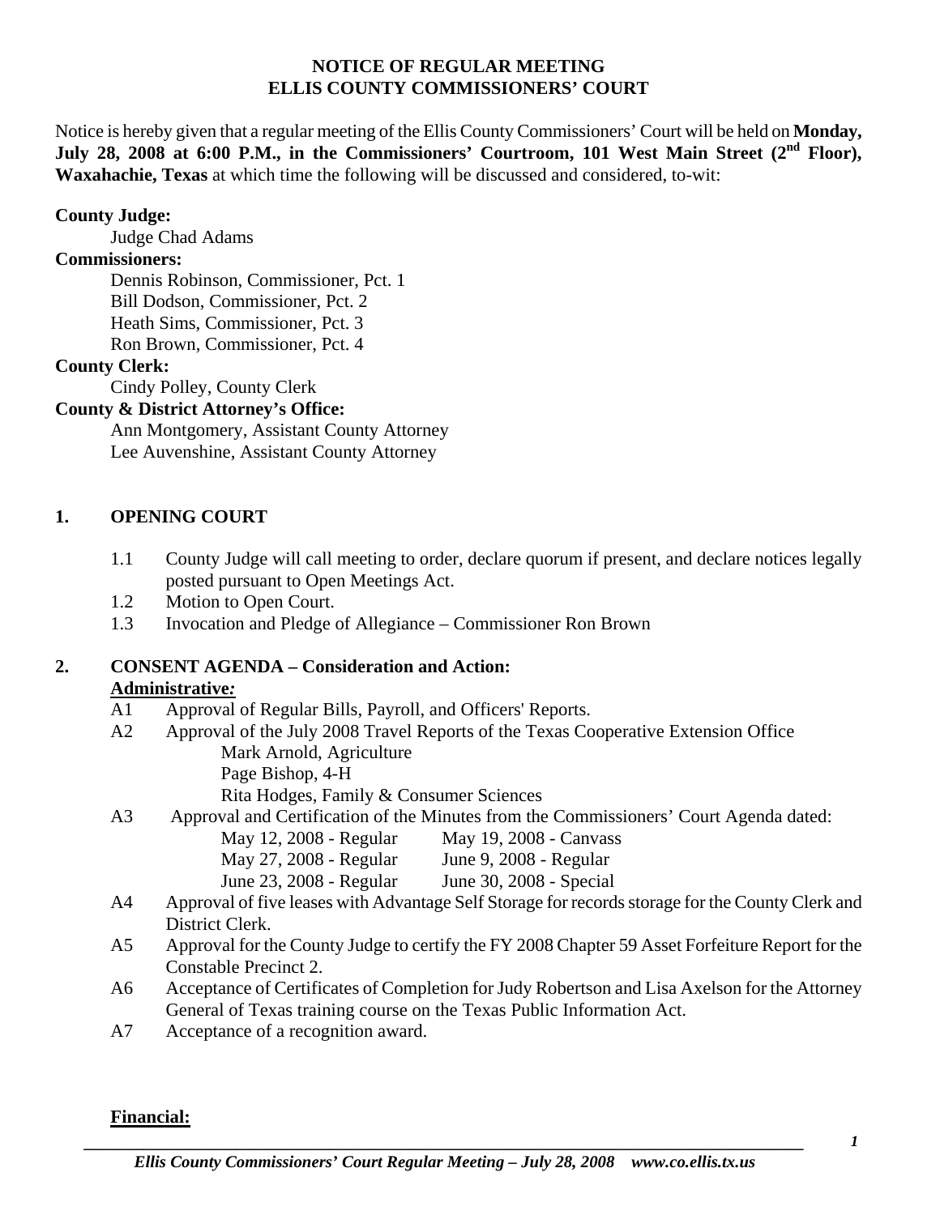# NOTICE OF REGULAR MEETING
# ELLIS COUNTY COMMISSIONERS' COURT

Notice is hereby given that a regular meeting of the Ellis County Commissioners' Court will be held on **Monday, July 28, 2008 at 6:00 P.M., in the Commissioners' Courtroom, 101 West Main Street (2nd Floor), Waxahachie, Texas** at which time the following will be discussed and considered, to-wit:

**County Judge:**

Judge Chad Adams

**Commissioners:**

Dennis Robinson, Commissioner, Pct. 1
Bill Dodson, Commissioner, Pct. 2
Heath Sims, Commissioner, Pct. 3
Ron Brown, Commissioner, Pct. 4

**County Clerk:**

Cindy Polley, County Clerk

**County & District Attorney's Office:**

Ann Montgomery, Assistant County Attorney
Lee Auvenshine, Assistant County Attorney

## 1. OPENING COURT

1.1 County Judge will call meeting to order, declare quorum if present, and declare notices legally posted pursuant to Open Meetings Act.

1.2 Motion to Open Court.

1.3 Invocation and Pledge of Allegiance – Commissioner Ron Brown

## 2. CONSENT AGENDA – Consideration and Action:

**Administrative*:***

A1 Approval of Regular Bills, Payroll, and Officers' Reports.

A2 Approval of the July 2008 Travel Reports of the Texas Cooperative Extension Office
- Mark Arnold, Agriculture
- Page Bishop, 4-H
- Rita Hodges, Family & Consumer Sciences

A3 Approval and Certification of the Minutes from the Commissioners' Court Agenda dated:

| | |
|---|---|
| May 12, 2008 - Regular | May 19, 2008 - Canvass |
| May 27, 2008 - Regular | June 9, 2008 - Regular |
| June 23, 2008 - Regular | June 30, 2008 - Special |

A4 Approval of five leases with Advantage Self Storage for records storage for the County Clerk and District Clerk.

A5 Approval for the County Judge to certify the FY 2008 Chapter 59 Asset Forfeiture Report for the Constable Precinct 2.

A6 Acceptance of Certificates of Completion for Judy Robertson and Lisa Axelson for the Attorney General of Texas training course on the Texas Public Information Act.

A7 Acceptance of a recognition award.

**Financial:**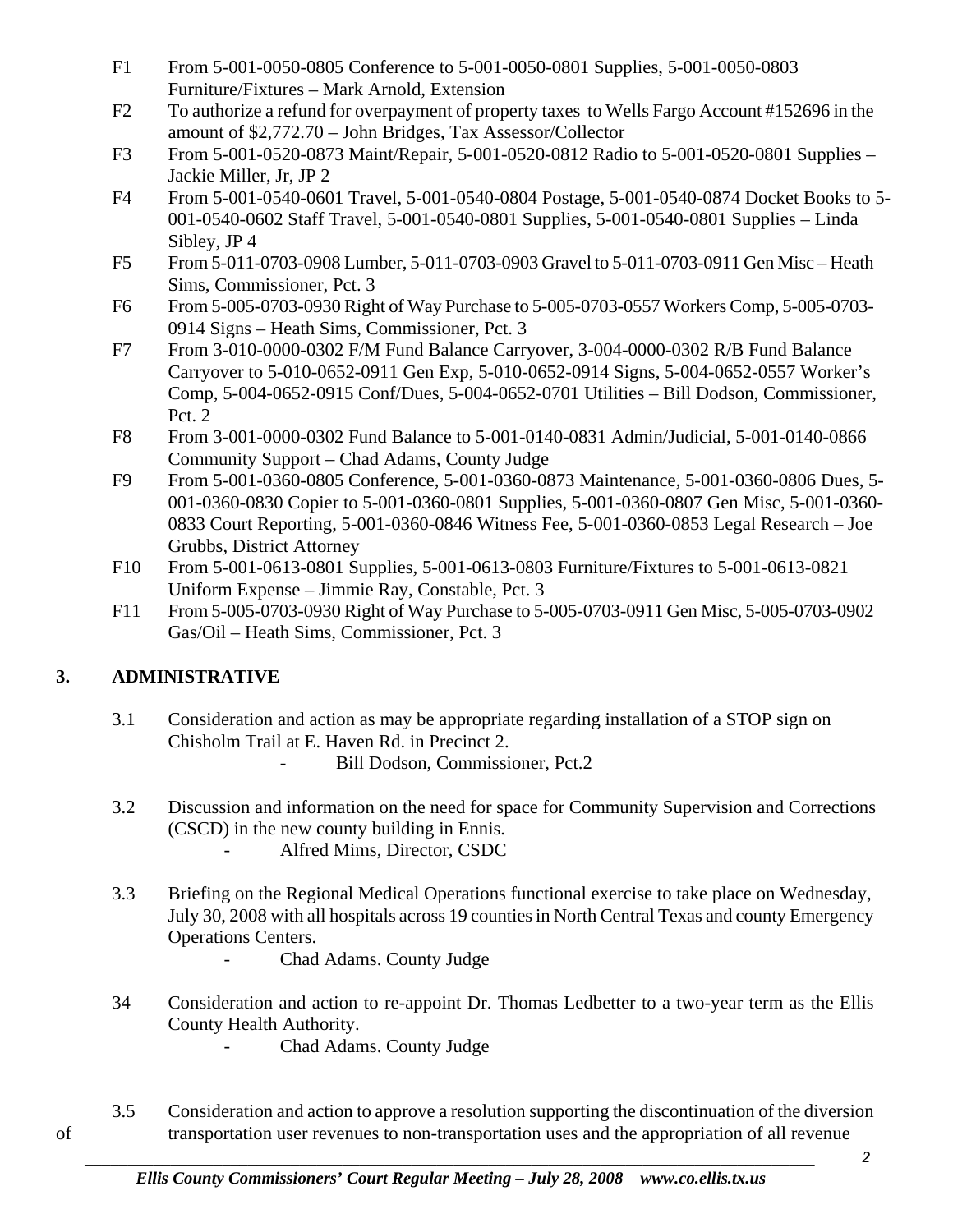F1 From 5-001-0050-0805 Conference to 5-001-0050-0801 Supplies, 5-001-0050-0803 Furniture/Fixtures – Mark Arnold, Extension

F2 To authorize a refund for overpayment of property taxes to Wells Fargo Account #152696 in the amount of $2,772.70 – John Bridges, Tax Assessor/Collector

F3 From 5-001-0520-0873 Maint/Repair, 5-001-0520-0812 Radio to 5-001-0520-0801 Supplies – Jackie Miller, Jr, JP 2

F4 From 5-001-0540-0601 Travel, 5-001-0540-0804 Postage, 5-001-0540-0874 Docket Books to 5-001-0540-0602 Staff Travel, 5-001-0540-0801 Supplies, 5-001-0540-0801 Supplies – Linda Sibley, JP 4

F5 From 5-011-0703-0908 Lumber, 5-011-0703-0903 Gravel to 5-011-0703-0911 Gen Misc – Heath Sims, Commissioner, Pct. 3

F6 From 5-005-0703-0930 Right of Way Purchase to 5-005-0703-0557 Workers Comp, 5-005-0703-0914 Signs – Heath Sims, Commissioner, Pct. 3

F7 From 3-010-0000-0302 F/M Fund Balance Carryover, 3-004-0000-0302 R/B Fund Balance Carryover to 5-010-0652-0911 Gen Exp, 5-010-0652-0914 Signs, 5-004-0652-0557 Worker's Comp, 5-004-0652-0915 Conf/Dues, 5-004-0652-0701 Utilities – Bill Dodson, Commissioner, Pct. 2

F8 From 3-001-0000-0302 Fund Balance to 5-001-0140-0831 Admin/Judicial, 5-001-0140-0866 Community Support – Chad Adams, County Judge

F9 From 5-001-0360-0805 Conference, 5-001-0360-0873 Maintenance, 5-001-0360-0806 Dues, 5-001-0360-0830 Copier to 5-001-0360-0801 Supplies, 5-001-0360-0807 Gen Misc, 5-001-0360-0833 Court Reporting, 5-001-0360-0846 Witness Fee, 5-001-0360-0853 Legal Research – Joe Grubbs, District Attorney

F10 From 5-001-0613-0801 Supplies, 5-001-0613-0803 Furniture/Fixtures to 5-001-0613-0821 Uniform Expense – Jimmie Ray, Constable, Pct. 3

F11 From 5-005-0703-0930 Right of Way Purchase to 5-005-0703-0911 Gen Misc, 5-005-0703-0902 Gas/Oil – Heath Sims, Commissioner, Pct. 3

## 3. ADMINISTRATIVE

3.1 Consideration and action as may be appropriate regarding installation of a STOP sign on Chisholm Trail at E. Haven Rd. in Precinct 2.

- Bill Dodson, Commissioner, Pct.2

3.2 Discussion and information on the need for space for Community Supervision and Corrections (CSCD) in the new county building in Ennis.

- Alfred Mims, Director, CSDC

3.3 Briefing on the Regional Medical Operations functional exercise to take place on Wednesday, July 30, 2008 with all hospitals across 19 counties in North Central Texas and county Emergency Operations Centers.

- Chad Adams. County Judge

34 Consideration and action to re-appoint Dr. Thomas Ledbetter to a two-year term as the Ellis County Health Authority.

- Chad Adams. County Judge

3.5 Consideration and action to approve a resolution supporting the discontinuation of the diversion of transportation user revenues to non-transportation uses and the appropriation of all revenue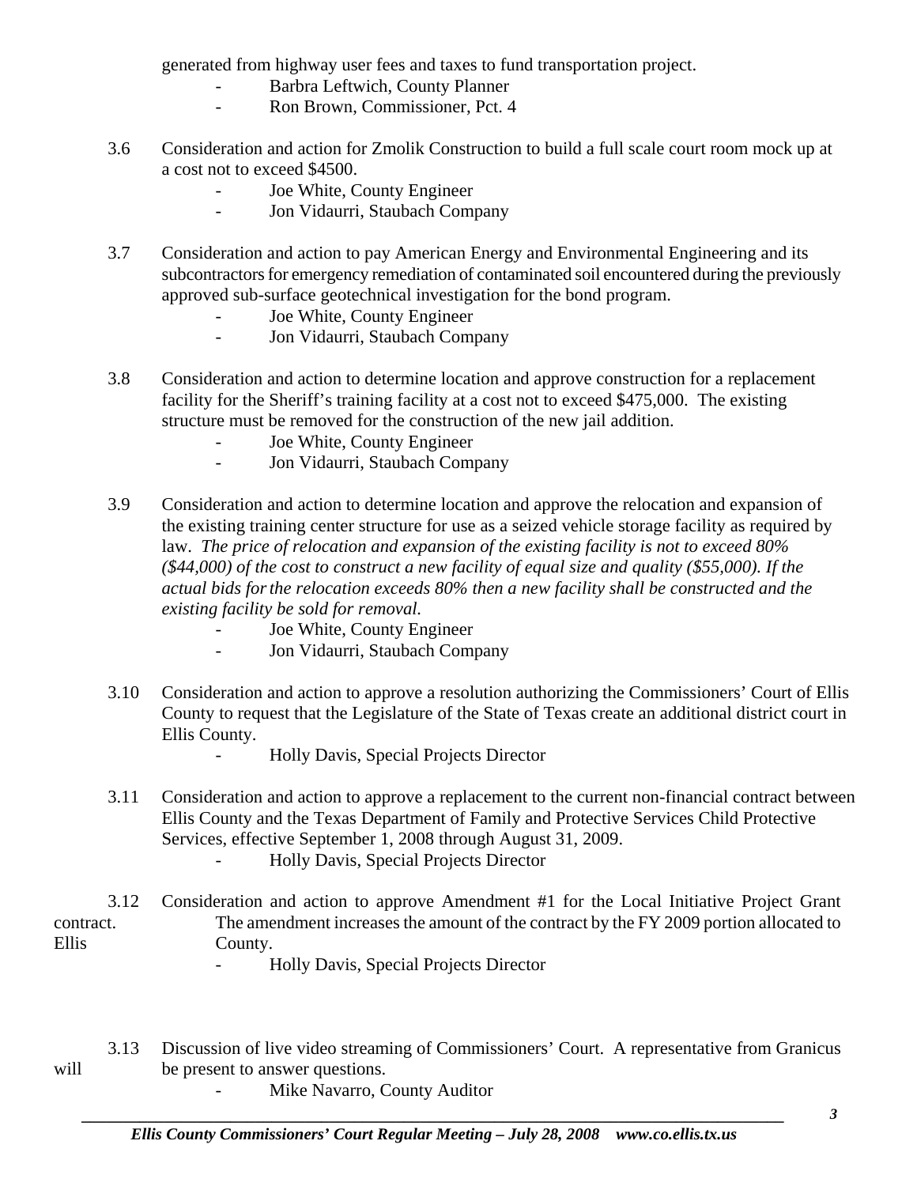generated from highway user fees and taxes to fund transportation project.

- Barbra Leftwich, County Planner
- Ron Brown, Commissioner, Pct. 4

3.6 Consideration and action for Zmolik Construction to build a full scale court room mock up at a cost not to exceed $4500.

- Joe White, County Engineer
- Jon Vidaurri, Staubach Company

3.7 Consideration and action to pay American Energy and Environmental Engineering and its subcontractors for emergency remediation of contaminated soil encountered during the previously approved sub-surface geotechnical investigation for the bond program.

- Joe White, County Engineer
- Jon Vidaurri, Staubach Company

3.8 Consideration and action to determine location and approve construction for a replacement facility for the Sheriff's training facility at a cost not to exceed $475,000. The existing structure must be removed for the construction of the new jail addition.

- Joe White, County Engineer
- Jon Vidaurri, Staubach Company

3.9 Consideration and action to determine location and approve the relocation and expansion of the existing training center structure for use as a seized vehicle storage facility as required by law. *The price of relocation and expansion of the existing facility is not to exceed 80% ($44,000) of the cost to construct a new facility of equal size and quality ($55,000). If the actual bids for the relocation exceeds 80% then a new facility shall be constructed and the existing facility be sold for removal.*

- Joe White, County Engineer
- Jon Vidaurri, Staubach Company

3.10 Consideration and action to approve a resolution authorizing the Commissioners' Court of Ellis County to request that the Legislature of the State of Texas create an additional district court in Ellis County.

- Holly Davis, Special Projects Director

3.11 Consideration and action to approve a replacement to the current non-financial contract between Ellis County and the Texas Department of Family and Protective Services Child Protective Services, effective September 1, 2008 through August 31, 2009.

- Holly Davis, Special Projects Director

3.12 Consideration and action to approve Amendment #1 for the Local Initiative Project Grant contract. The amendment increases the amount of the contract by the FY 2009 portion allocated to Ellis County.

- Holly Davis, Special Projects Director

3.13 Discussion of live video streaming of Commissioners' Court. A representative from Granicus will be present to answer questions.

- Mike Navarro, County Auditor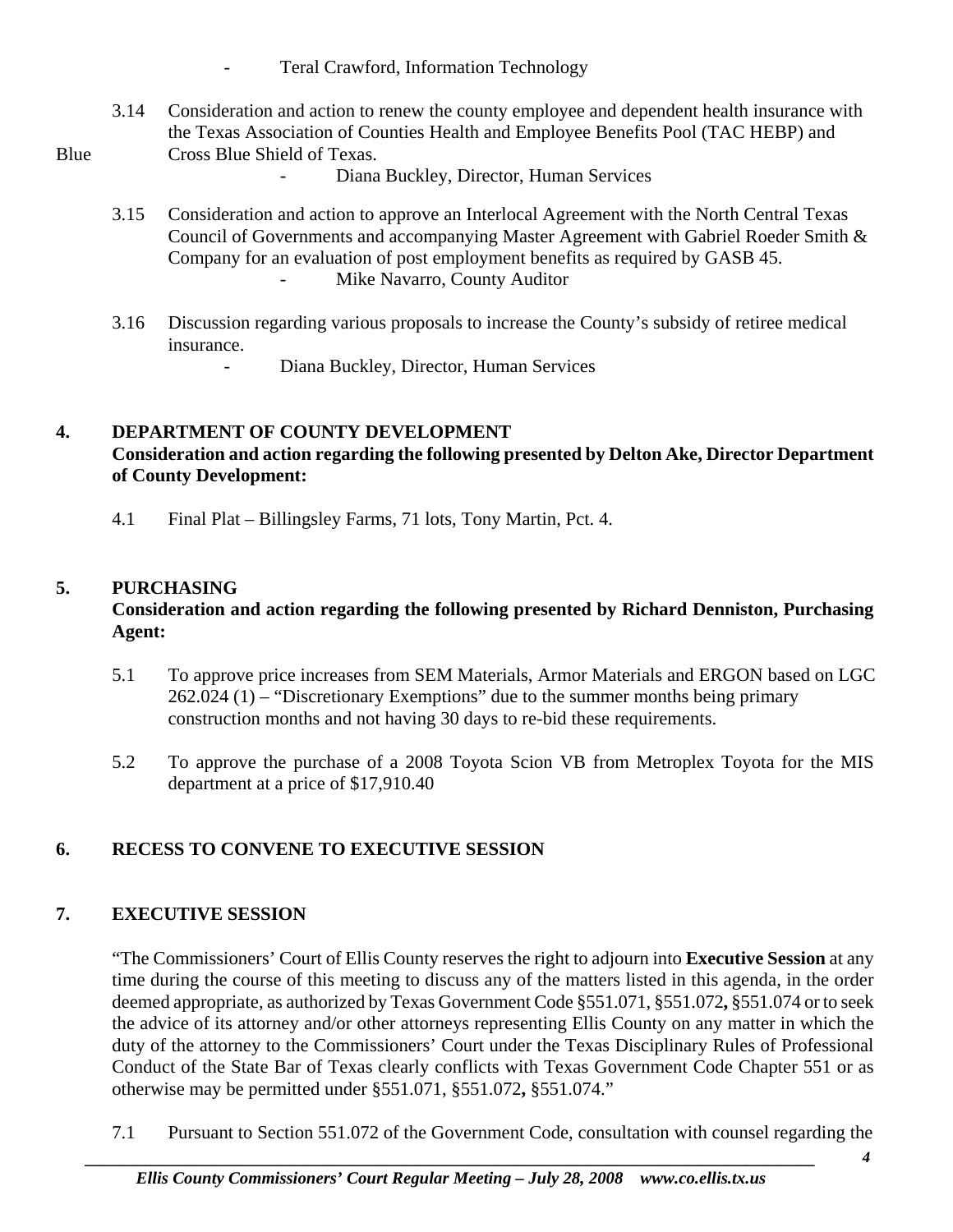- Teral Crawford, Information Technology

3.14 Consideration and action to renew the county employee and dependent health insurance with the Texas Association of Counties Health and Employee Benefits Pool (TAC HEBP) and Blue Cross Blue Shield of Texas.
  - Diana Buckley, Director, Human Services

3.15 Consideration and action to approve an Interlocal Agreement with the North Central Texas Council of Governments and accompanying Master Agreement with Gabriel Roeder Smith & Company for an evaluation of post employment benefits as required by GASB 45.
  - Mike Navarro, County Auditor

3.16 Discussion regarding various proposals to increase the County's subsidy of retiree medical insurance.
  - Diana Buckley, Director, Human Services

## 4. DEPARTMENT OF COUNTY DEVELOPMENT

**Consideration and action regarding the following presented by Delton Ake, Director Department of County Development:**

4.1 Final Plat – Billingsley Farms, 71 lots, Tony Martin, Pct. 4.

## 5. PURCHASING

**Consideration and action regarding the following presented by Richard Denniston, Purchasing Agent:**

5.1 To approve price increases from SEM Materials, Armor Materials and ERGON based on LGC 262.024 (1) – "Discretionary Exemptions" due to the summer months being primary construction months and not having 30 days to re-bid these requirements.

5.2 To approve the purchase of a 2008 Toyota Scion VB from Metroplex Toyota for the MIS department at a price of $17,910.40

## 6. RECESS TO CONVENE TO EXECUTIVE SESSION

## 7. EXECUTIVE SESSION

"The Commissioners' Court of Ellis County reserves the right to adjourn into **Executive Session** at any time during the course of this meeting to discuss any of the matters listed in this agenda, in the order deemed appropriate, as authorized by Texas Government Code §551.071, §551.072**,** §551.074 or to seek the advice of its attorney and/or other attorneys representing Ellis County on any matter in which the duty of the attorney to the Commissioners' Court under the Texas Disciplinary Rules of Professional Conduct of the State Bar of Texas clearly conflicts with Texas Government Code Chapter 551 or as otherwise may be permitted under §551.071, §551.072**,** §551.074."

7.1 Pursuant to Section 551.072 of the Government Code, consultation with counsel regarding the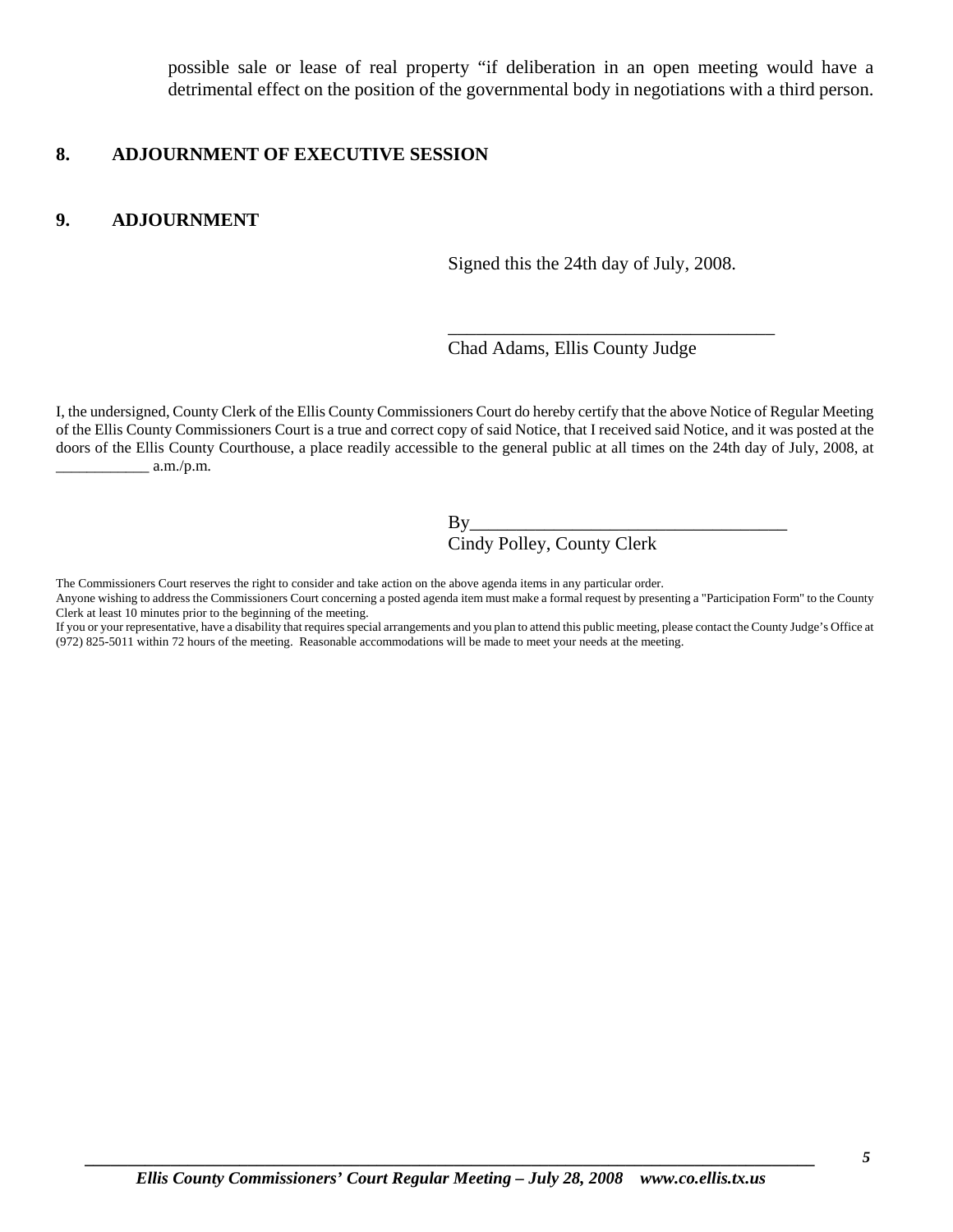possible sale or lease of real property "if deliberation in an open meeting would have a detrimental effect on the position of the governmental body in negotiations with a third person.

## 8. ADJOURNMENT OF EXECUTIVE SESSION

## 9. ADJOURNMENT

Signed this the 24th day of July, 2008.

\_\_\_\_\_\_\_\_\_\_\_\_\_\_\_\_\_\_\_\_\_\_\_\_\_\_\_\_\_\_\_\_\_\_\_\_
Chad Adams, Ellis County Judge

I, the undersigned, County Clerk of the Ellis County Commissioners Court do hereby certify that the above Notice of Regular Meeting of the Ellis County Commissioners Court is a true and correct copy of said Notice, that I received said Notice, and it was posted at the doors of the Ellis County Courthouse, a place readily accessible to the general public at all times on the 24th day of July, 2008, at \_\_\_\_\_\_\_\_\_\_\_\_ a.m./p.m.

By\_\_\_\_\_\_\_\_\_\_\_\_\_\_\_\_\_\_\_\_\_\_\_\_\_\_\_\_\_\_\_\_\_\_\_
Cindy Polley, County Clerk

The Commissioners Court reserves the right to consider and take action on the above agenda items in any particular order.
Anyone wishing to address the Commissioners Court concerning a posted agenda item must make a formal request by presenting a "Participation Form" to the County Clerk at least 10 minutes prior to the beginning of the meeting.
If you or your representative, have a disability that requires special arrangements and you plan to attend this public meeting, please contact the County Judge's Office at (972) 825-5011 within 72 hours of the meeting. Reasonable accommodations will be made to meet your needs at the meeting.